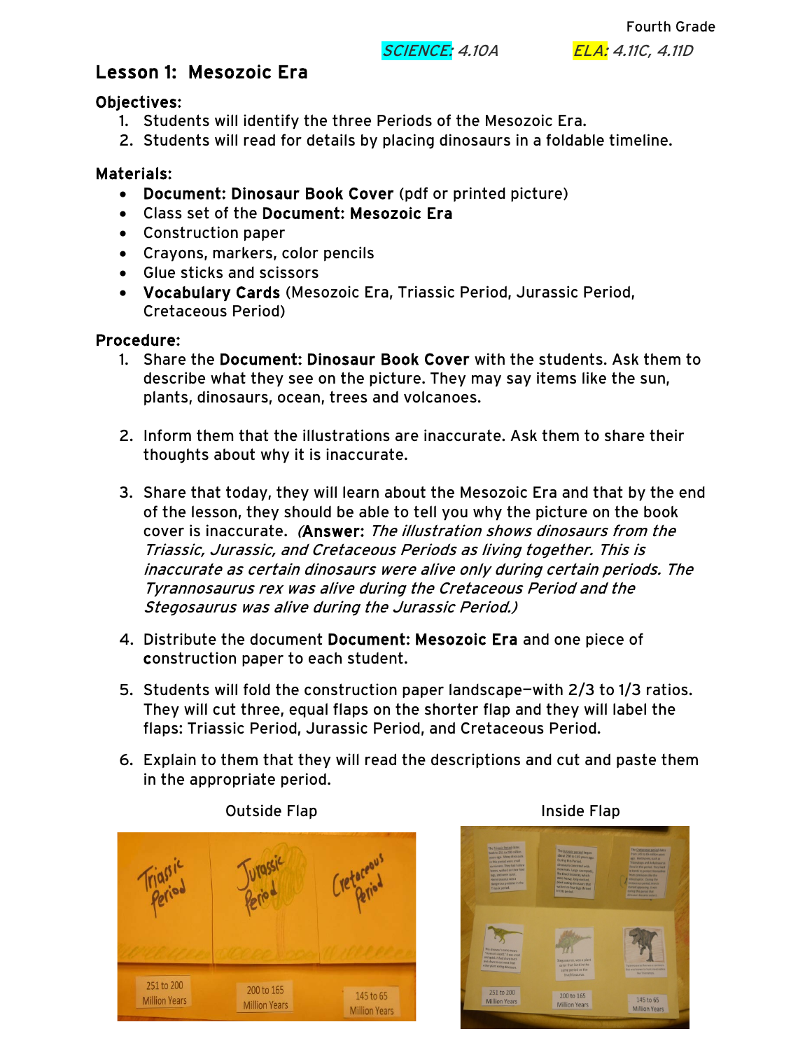Fourth Grade

*SCIENCE: 4.10A* *ELA: 4.11C, 4.11D*

## Lesson 1: Mesozoic Era

**Objectives:**

1. Students will identify the three Periods of the Mesozoic Era.
2. Students will read for details by placing dinosaurs in a foldable timeline.

**Materials:**

- **Document: Dinosaur Book Cover** (pdf or printed picture)
- Class set of the **Document: Mesozoic Era**
- Construction paper
- Crayons, markers, color pencils
- Glue sticks and scissors
- **Vocabulary Cards** (Mesozoic Era, Triassic Period, Jurassic Period, Cretaceous Period)

**Procedure:**

1. Share the **Document: Dinosaur Book Cover** with the students. Ask them to describe what they see on the picture. They may say items like the sun, plants, dinosaurs, ocean, trees and volcanoes.

2. Inform them that the illustrations are inaccurate. Ask them to share their thoughts about why it is inaccurate.

3. Share that today, they will learn about the Mesozoic Era and that by the end of the lesson, they should be able to tell you why the picture on the book cover is inaccurate. *(**Answer:** The illustration shows dinosaurs from the Triassic, Jurassic, and Cretaceous Periods as living together. This is inaccurate as certain dinosaurs were alive only during certain periods. The Tyrannosaurus rex was alive during the Cretaceous Period and the Stegosaurus was alive during the Jurassic Period.)*

4. Distribute the document **Document: Mesozoic Era** and one piece of construction paper to each student.

5. Students will fold the construction paper landscape—with 2/3 to 1/3 ratios. They will cut three, equal flaps on the shorter flap and they will label the flaps: Triassic Period, Jurassic Period, and Cretaceous Period.

6. Explain to them that they will read the descriptions and cut and paste them in the appropriate period.

Outside Flap

Inside Flap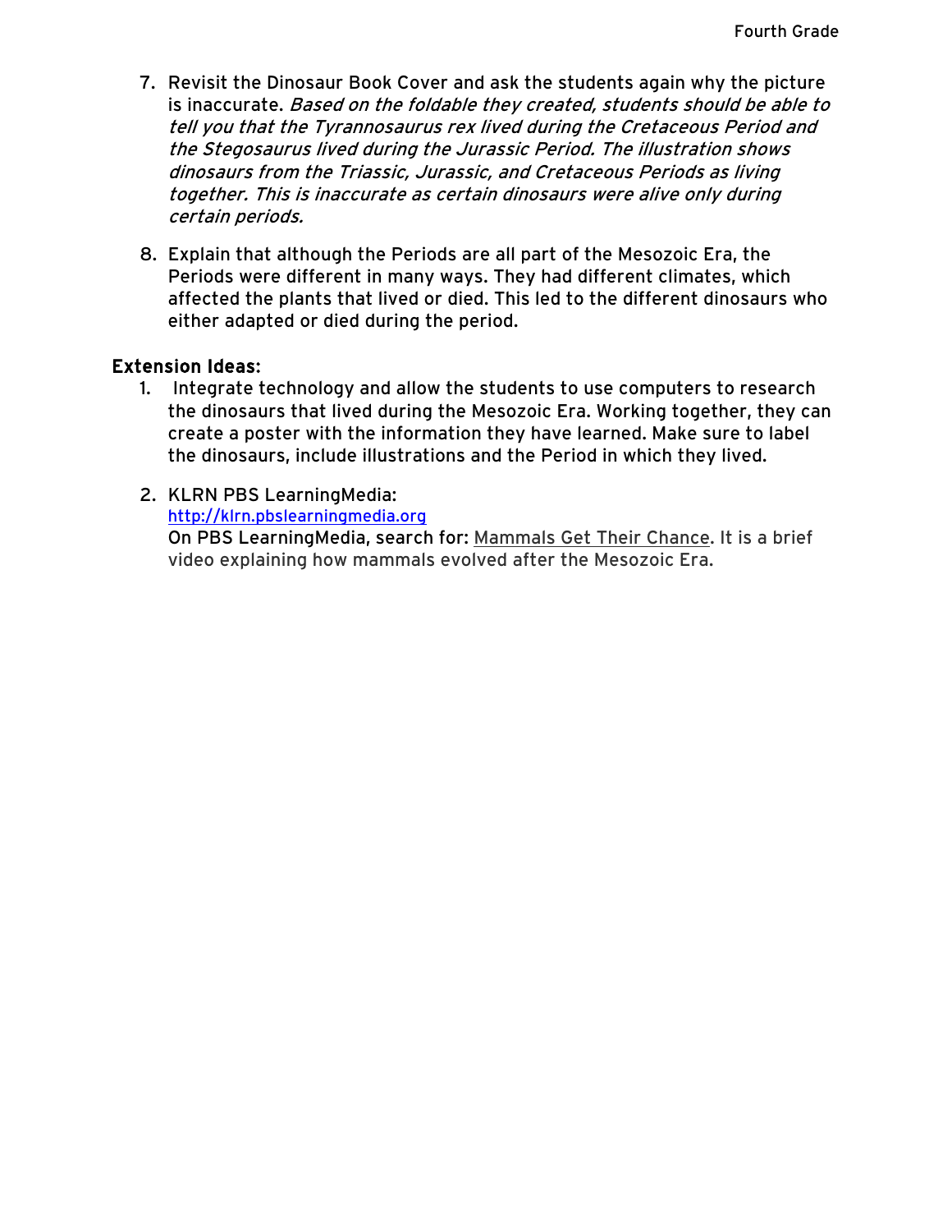7. Revisit the Dinosaur Book Cover and ask the students again why the picture is inaccurate. *Based on the foldable they created, students should be able to tell you that the Tyrannosaurus rex lived during the Cretaceous Period and the Stegosaurus lived during the Jurassic Period. The illustration shows dinosaurs from the Triassic, Jurassic, and Cretaceous Periods as living together. This is inaccurate as certain dinosaurs were alive only during certain periods.*

8. Explain that although the Periods are all part of the Mesozoic Era, the Periods were different in many ways. They had different climates, which affected the plants that lived or died. This led to the different dinosaurs who either adapted or died during the period.

**Extension Ideas:**

1. Integrate technology and allow the students to use computers to research the dinosaurs that lived during the Mesozoic Era. Working together, they can create a poster with the information they have learned. Make sure to label the dinosaurs, include illustrations and the Period in which they lived.

2. KLRN PBS LearningMedia:
   [http://klrn.pbslearningmedia.org](http://klrn.pbslearningmedia.org)
   On PBS LearningMedia, search for: Mammals Get Their Chance. It is a brief video explaining how mammals evolved after the Mesozoic Era.